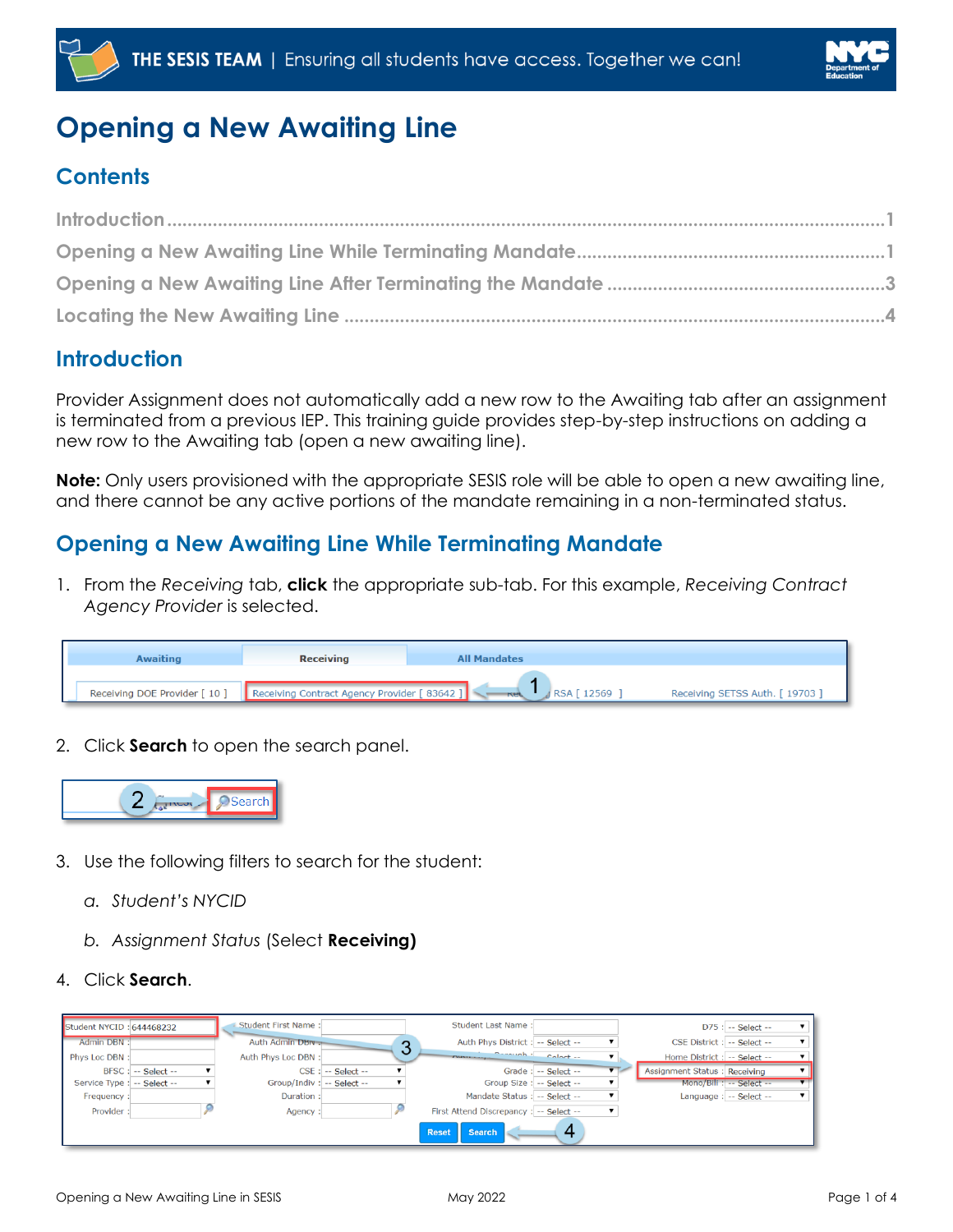# Opening a New Awaiting Line

## Contents

Introduction ........................................................................................................................ 1
Opening a New Awaiting Line While Terminating Mandate ............................................... 1
Opening a New Awaiting Line After Terminating the Mandate ............................................ 3
Locating the New Awaiting Line ........................................................................................... 4

## Introduction

Provider Assignment does not automatically add a new row to the Awaiting tab after an assignment is terminated from a previous IEP. This training guide provides step-by-step instructions on adding a new row to the Awaiting tab (open a new awaiting line).

**Note:** Only users provisioned with the appropriate SESIS role will be able to open a new awaiting line, and there cannot be any active portions of the mandate remaining in a non-terminated status.

## Opening a New Awaiting Line While Terminating Mandate

1. From the *Receiving* tab, **click** the appropriate sub-tab. For this example, *Receiving Contract Agency Provider* is selected.

2. Click **Search** to open the search panel.

3. Use the following filters to search for the student:

   a. *Student's NYCID*

   b. *Assignment Status* (Select **Receiving)**

4. Click **Search**.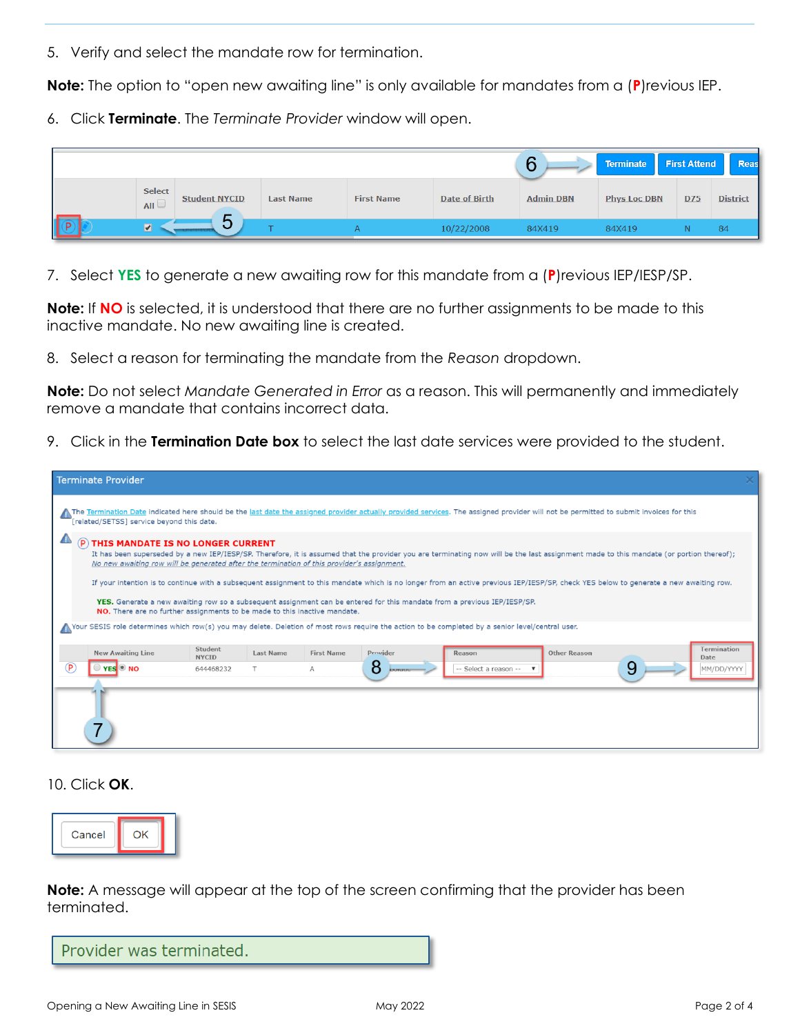5. Verify and select the mandate row for termination.

**Note:** The option to "open new awaiting line" is only available for mandates from a (**P**)revious IEP.

6. Click **Terminate**. The *Terminate Provider* window will open.

7. Select **YES** to generate a new awaiting row for this mandate from a (**P**)revious IEP/IESP/SP.

**Note:** If **NO** is selected, it is understood that there are no further assignments to be made to this inactive mandate. No new awaiting line is created.

8. Select a reason for terminating the mandate from the *Reason* dropdown.

**Note:** Do not select *Mandate Generated in Error* as a reason. This will permanently and immediately remove a mandate that contains incorrect data.

9. Click in the **Termination Date box** to select the last date services were provided to the student.

10. Click **OK**.

**Note:** A message will appear at the top of the screen confirming that the provider has been terminated.

Provider was terminated.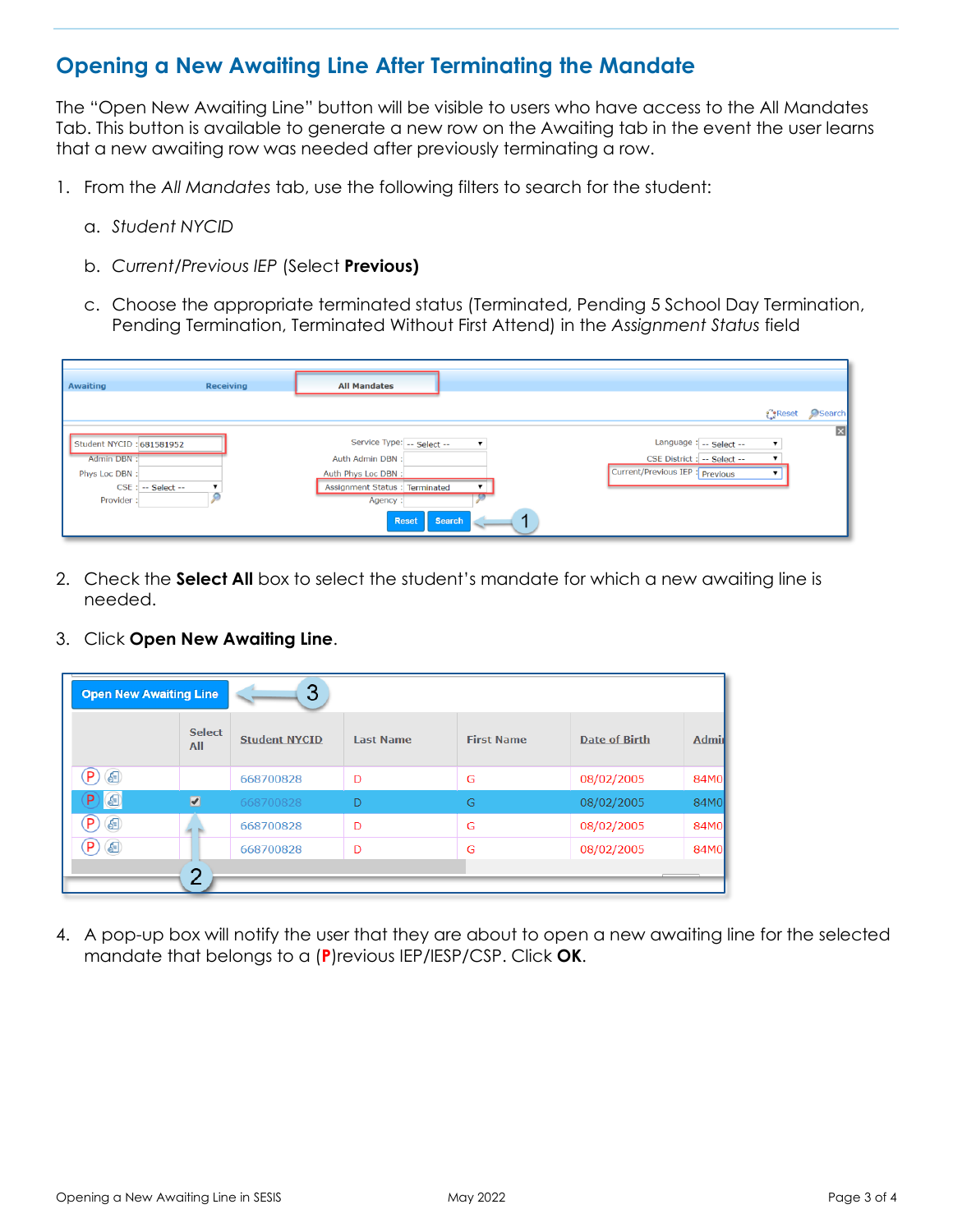## Opening a New Awaiting Line After Terminating the Mandate

The "Open New Awaiting Line" button will be visible to users who have access to the All Mandates Tab. This button is available to generate a new row on the Awaiting tab in the event the user learns that a new awaiting row was needed after previously terminating a row.

1. From the *All Mandates* tab, use the following filters to search for the student:

   a. *Student NYCID*

   b. *Current/Previous IEP* (Select **Previous)**

   c. Choose the appropriate terminated status (Terminated, Pending 5 School Day Termination, Pending Termination, Terminated Without First Attend) in the *Assignment Status* field

2. Check the **Select All** box to select the student's mandate for which a new awaiting line is needed.

3. Click **Open New Awaiting Line**.

4. A pop-up box will notify the user that they are about to open a new awaiting line for the selected mandate that belongs to a (**P**)revious IEP/IESP/CSP. Click **OK**.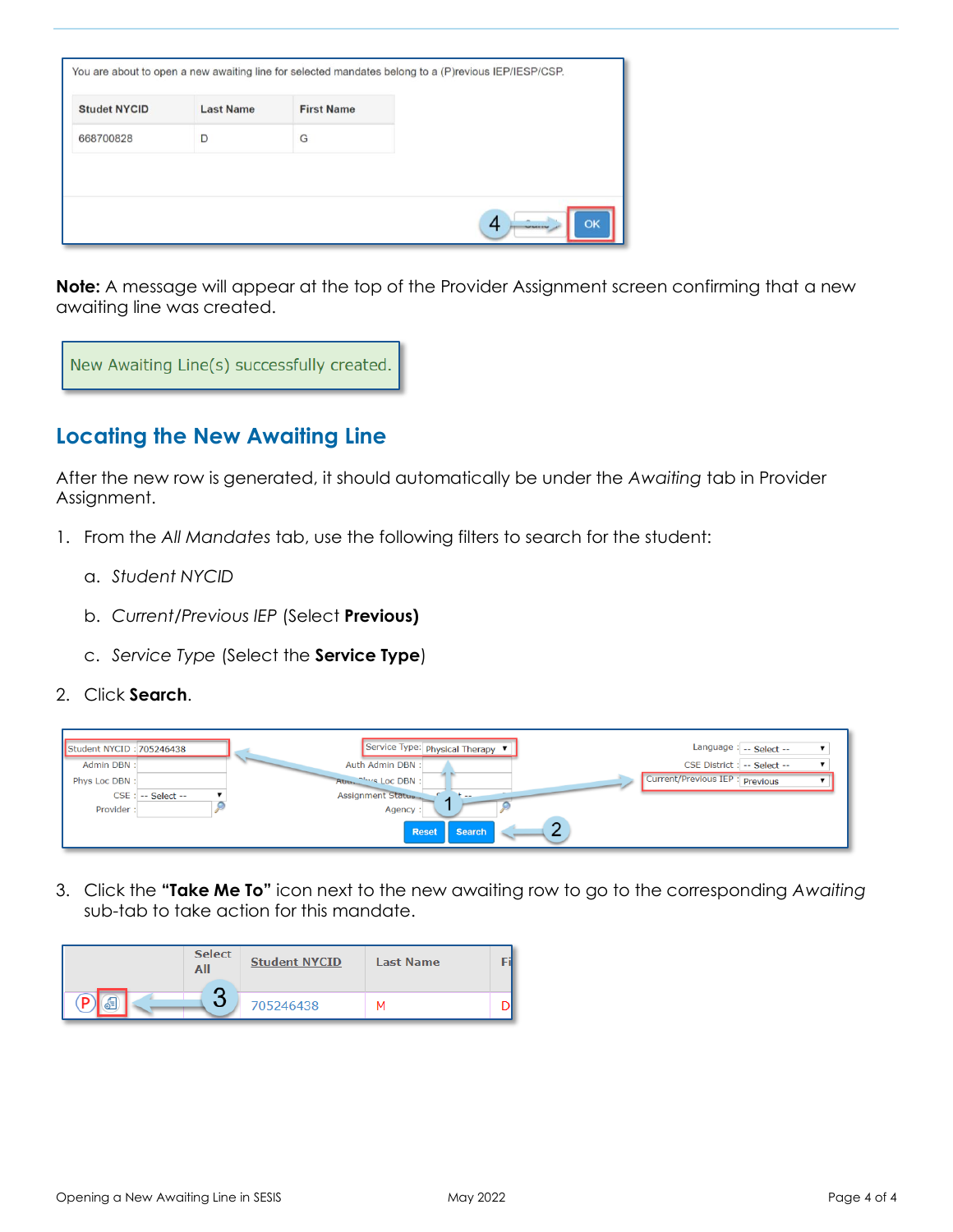You are about to open a new awaiting line for selected mandates belong to a (P)revious IEP/IESP/CSP.

| Studet NYCID | Last Name | First Name |
| --- | --- | --- |
| 668700828 | D | G |

**Note:** A message will appear at the top of the Provider Assignment screen confirming that a new awaiting line was created.

New Awaiting Line(s) successfully created.

## Locating the New Awaiting Line

After the new row is generated, it should automatically be under the *Awaiting* tab in Provider Assignment.

1. From the *All Mandates* tab, use the following filters to search for the student:
   a. *Student NYCID*
   b. *Current/Previous IEP* (Select **Previous)**
   c. *Service Type* (Select the **Service Type**)
2. Click **Search**.

3. Click the **"Take Me To"** icon next to the new awaiting row to go to the corresponding *Awaiting* sub-tab to take action for this mandate.